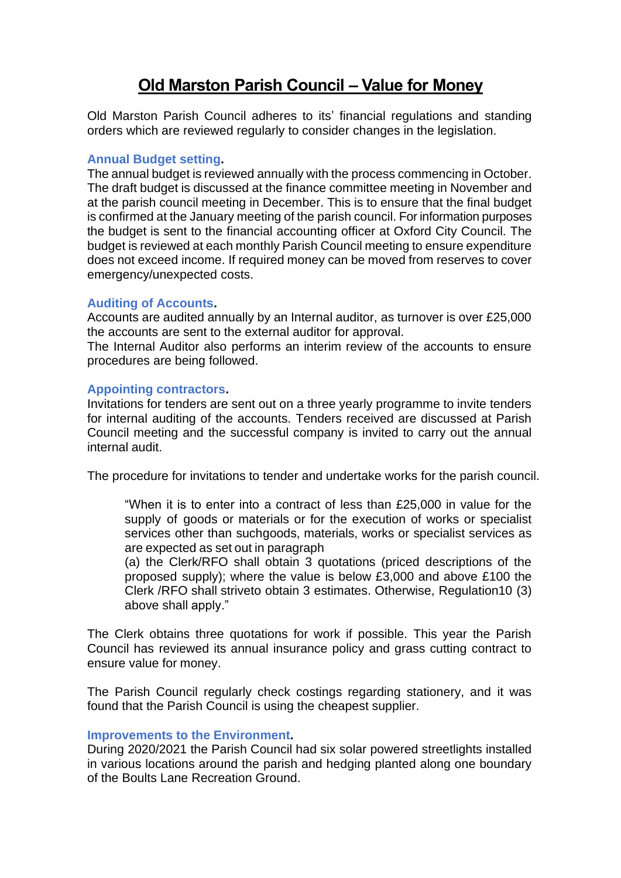# Old Marston Parish Council – Value for Money

Old Marston Parish Council adheres to its' financial regulations and standing orders which are reviewed regularly to consider changes in the legislation.

### Annual Budget setting.

The annual budget is reviewed annually with the process commencing in October. The draft budget is discussed at the finance committee meeting in November and at the parish council meeting in December. This is to ensure that the final budget is confirmed at the January meeting of the parish council. For information purposes the budget is sent to the financial accounting officer at Oxford City Council. The budget is reviewed at each monthly Parish Council meeting to ensure expenditure does not exceed income. If required money can be moved from reserves to cover emergency/unexpected costs.

### Auditing of Accounts.

Accounts are audited annually by an Internal auditor, as turnover is over £25,000 the accounts are sent to the external auditor for approval.
The Internal Auditor also performs an interim review of the accounts to ensure procedures are being followed.

### Appointing contractors.

Invitations for tenders are sent out on a three yearly programme to invite tenders for internal auditing of the accounts. Tenders received are discussed at Parish Council meeting and the successful company is invited to carry out the annual internal audit.

The procedure for invitations to tender and undertake works for the parish council.

> "When it is to enter into a contract of less than £25,000 in value for the supply of goods or materials or for the execution of works or specialist services other than suchgoods, materials, works or specialist services as are expected as set out in paragraph
> (a) the Clerk/RFO shall obtain 3 quotations (priced descriptions of the proposed supply); where the value is below £3,000 and above £100 the Clerk /RFO shall striveto obtain 3 estimates. Otherwise, Regulation10 (3) above shall apply."

The Clerk obtains three quotations for work if possible. This year the Parish Council has reviewed its annual insurance policy and grass cutting contract to ensure value for money.

The Parish Council regularly check costings regarding stationery, and it was found that the Parish Council is using the cheapest supplier.

### Improvements to the Environment.

During 2020/2021 the Parish Council had six solar powered streetlights installed in various locations around the parish and hedging planted along one boundary of the Boults Lane Recreation Ground.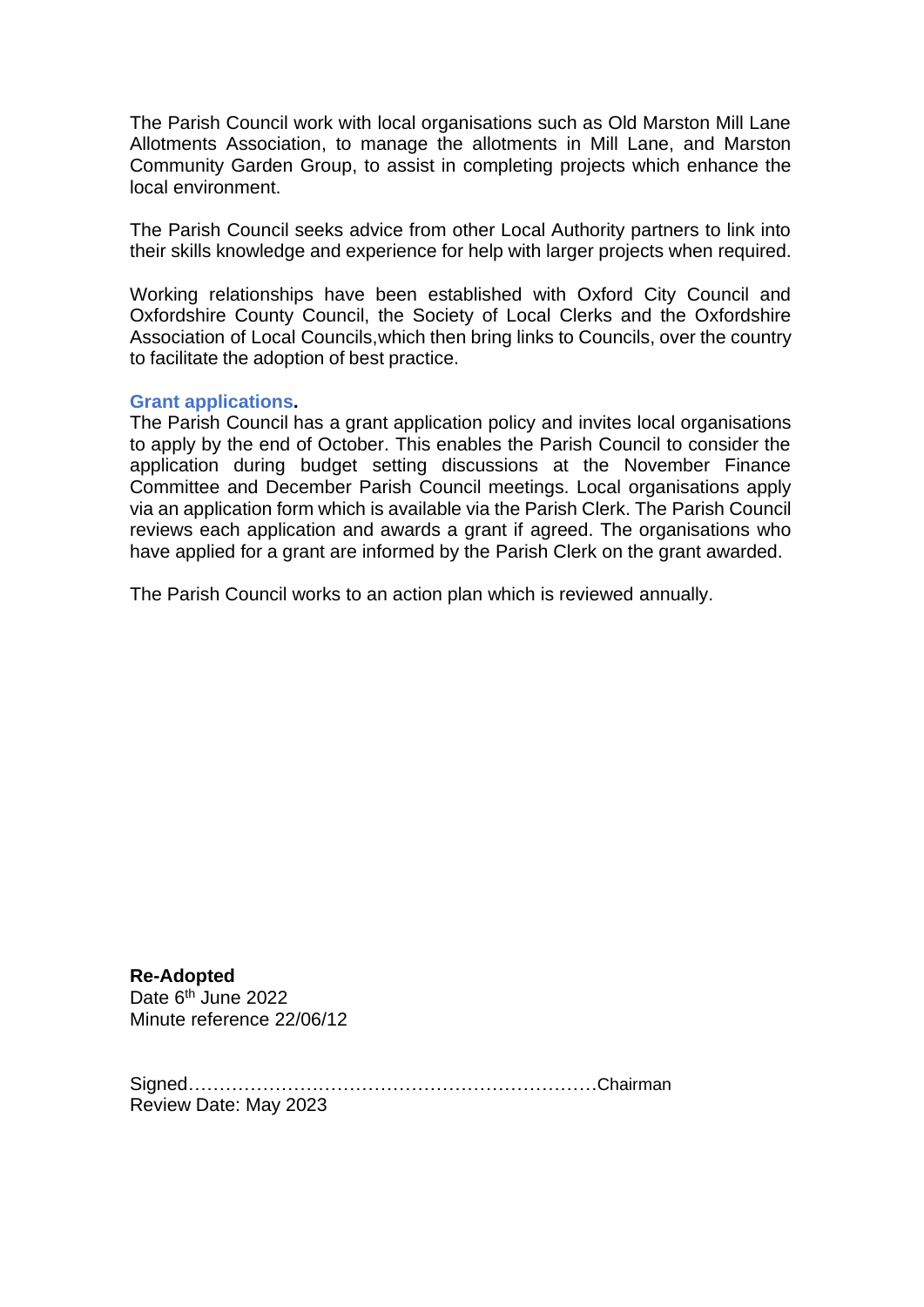The Parish Council work with local organisations such as Old Marston Mill Lane Allotments Association, to manage the allotments in Mill Lane, and Marston Community Garden Group, to assist in completing projects which enhance the local environment.

The Parish Council seeks advice from other Local Authority partners to link into their skills knowledge and experience for help with larger projects when required.

Working relationships have been established with Oxford City Council and Oxfordshire County Council, the Society of Local Clerks and the Oxfordshire Association of Local Councils,which then bring links to Councils, over the country to facilitate the adoption of best practice.

**Grant applications.**

The Parish Council has a grant application policy and invites local organisations to apply by the end of October. This enables the Parish Council to consider the application during budget setting discussions at the November Finance Committee and December Parish Council meetings. Local organisations apply via an application form which is available via the Parish Clerk. The Parish Council reviews each application and awards a grant if agreed. The organisations who have applied for a grant are informed by the Parish Clerk on the grant awarded.

The Parish Council works to an action plan which is reviewed annually.

**Re-Adopted**

Date 6th June 2022

Minute reference 22/06/12

Signed…………………………………………………………Chairman

Review Date: May 2023